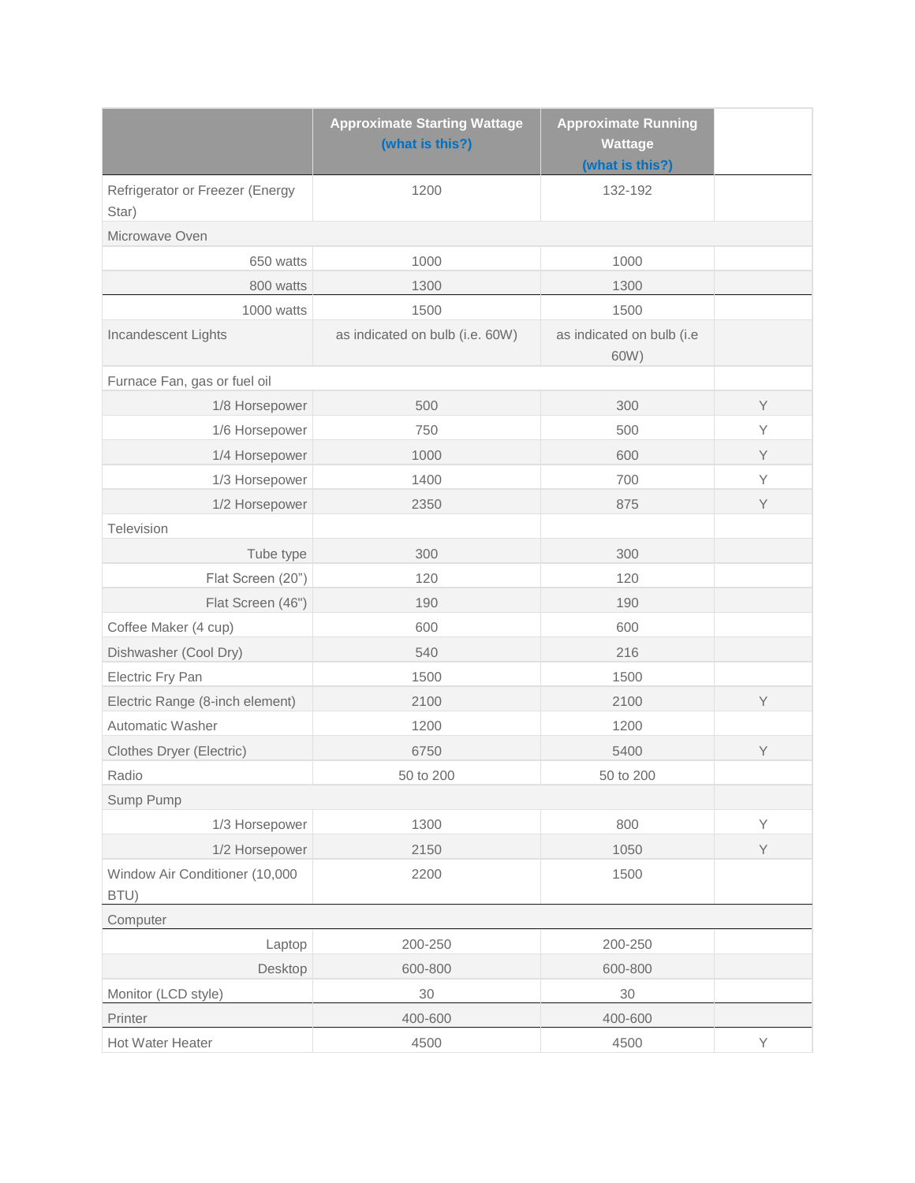| | Approximate Starting Wattage (what is this?) | Approximate Running Wattage (what is this?) | |
|---|---|---|---|
| Refrigerator or Freezer (Energy Star) | 1200 | 132-192 | |
| Microwave Oven | | | |
| 650 watts | 1000 | 1000 | |
| 800 watts | 1300 | 1300 | |
| 1000 watts | 1500 | 1500 | |
| Incandescent Lights | as indicated on bulb (i.e. 60W) | as indicated on bulb (i.e 60W) | |
| Furnace Fan, gas or fuel oil | | | |
| 1/8 Horsepower | 500 | 300 | Y |
| 1/6 Horsepower | 750 | 500 | Y |
| 1/4 Horsepower | 1000 | 600 | Y |
| 1/3 Horsepower | 1400 | 700 | Y |
| 1/2 Horsepower | 2350 | 875 | Y |
| Television | | | |
| Tube type | 300 | 300 | |
| Flat Screen (20") | 120 | 120 | |
| Flat Screen (46") | 190 | 190 | |
| Coffee Maker (4 cup) | 600 | 600 | |
| Dishwasher (Cool Dry) | 540 | 216 | |
| Electric Fry Pan | 1500 | 1500 | |
| Electric Range (8-inch element) | 2100 | 2100 | Y |
| Automatic Washer | 1200 | 1200 | |
| Clothes Dryer (Electric) | 6750 | 5400 | Y |
| Radio | 50 to 200 | 50 to 200 | |
| Sump Pump | | | |
| 1/3 Horsepower | 1300 | 800 | Y |
| 1/2 Horsepower | 2150 | 1050 | Y |
| Window Air Conditioner (10,000 BTU) | 2200 | 1500 | |
| Computer | | | |
| Laptop | 200-250 | 200-250 | |
| Desktop | 600-800 | 600-800 | |
| Monitor (LCD style) | 30 | 30 | |
| Printer | 400-600 | 400-600 | |
| Hot Water Heater | 4500 | 4500 | Y |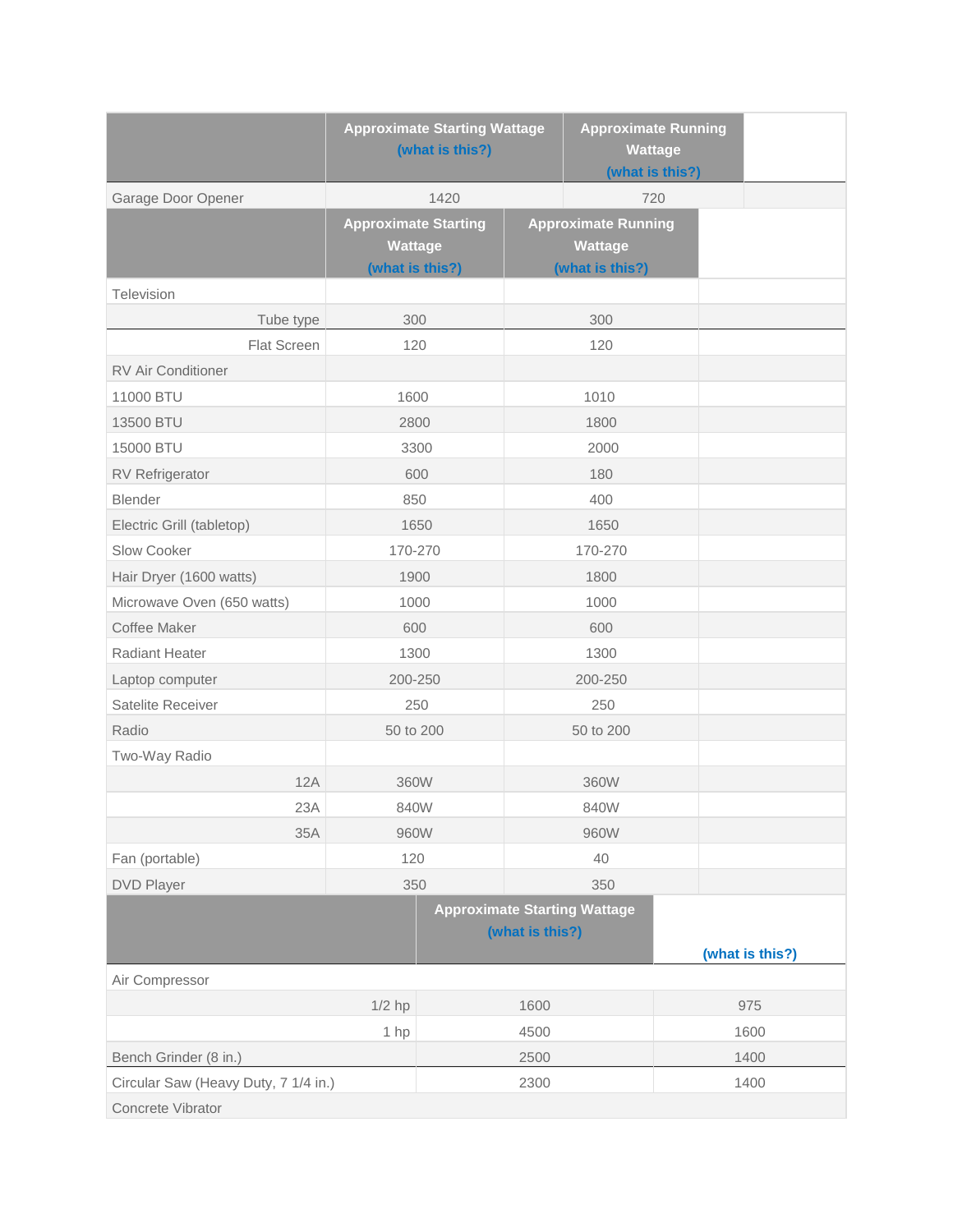| | Approximate Starting Wattage (what is this?) | Approximate Running Wattage (what is this?) | |
|---|---|---|---|
| Garage Door Opener | 1420 | 720 | |

| | Approximate Starting Wattage (what is this?) | Approximate Running Wattage (what is this?) | |
|---|---|---|---|
| Television | | | |
| Tube type | 300 | 300 | |
| Flat Screen | 120 | 120 | |
| RV Air Conditioner | | | |
| 11000 BTU | 1600 | 1010 | |
| 13500 BTU | 2800 | 1800 | |
| 15000 BTU | 3300 | 2000 | |
| RV Refrigerator | 600 | 180 | |
| Blender | 850 | 400 | |
| Electric Grill (tabletop) | 1650 | 1650 | |
| Slow Cooker | 170-270 | 170-270 | |
| Hair Dryer (1600 watts) | 1900 | 1800 | |
| Microwave Oven (650 watts) | 1000 | 1000 | |
| Coffee Maker | 600 | 600 | |
| Radiant Heater | 1300 | 1300 | |
| Laptop computer | 200-250 | 200-250 | |
| Satelite Receiver | 250 | 250 | |
| Radio | 50 to 200 | 50 to 200 | |
| Two-Way Radio | | | |
| 12A | 360W | 360W | |
| 23A | 840W | 840W | |
| 35A | 960W | 960W | |
| Fan (portable) | 120 | 40 | |
| DVD Player | 350 | 350 | |

| | Approximate Starting Wattage (what is this?) | (what is this?) |
|---|---|---|
| Air Compressor | | |
| 1/2 hp | 1600 | 975 |
| 1 hp | 4500 | 1600 |
| Bench Grinder (8 in.) | 2500 | 1400 |
| Circular Saw (Heavy Duty, 7 1/4 in.) | 2300 | 1400 |
| Concrete Vibrator | | |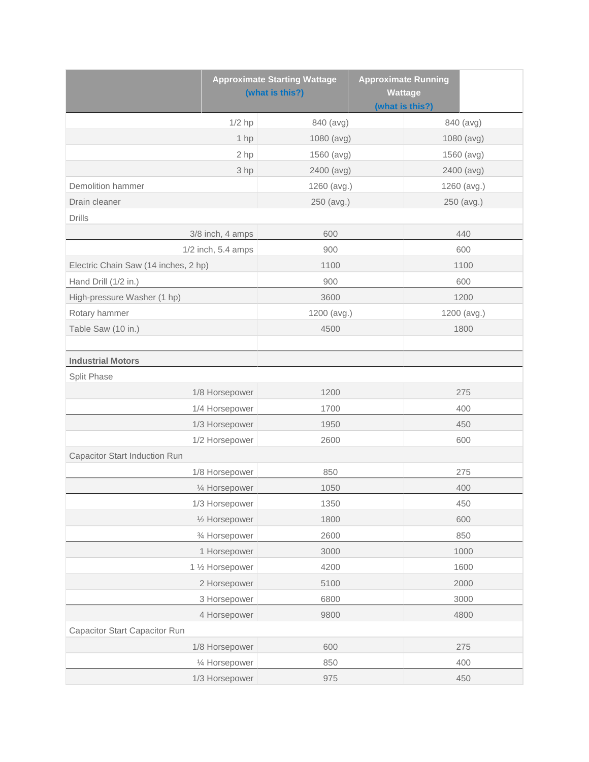| | Approximate Starting Wattage (what is this?) | Approximate Running Wattage (what is this?) |
|---|---|---|
| 1/2 hp | 840 (avg) | 840 (avg) |
| 1 hp | 1080 (avg) | 1080 (avg) |
| 2 hp | 1560 (avg) | 1560 (avg) |
| 3 hp | 2400 (avg) | 2400 (avg) |
| Demolition hammer | 1260 (avg.) | 1260 (avg.) |
| Drain cleaner | 250 (avg.) | 250 (avg.) |
| Drills | | |
| 3/8 inch, 4 amps | 600 | 440 |
| 1/2 inch, 5.4 amps | 900 | 600 |
| Electric Chain Saw (14 inches, 2 hp) | 1100 | 1100 |
| Hand Drill (1/2 in.) | 900 | 600 |
| High-pressure Washer (1 hp) | 3600 | 1200 |
| Rotary hammer | 1200 (avg.) | 1200 (avg.) |
| Table Saw (10 in.) | 4500 | 1800 |
| | | |
| **Industrial Motors** | | |
| Split Phase | | |
| 1/8 Horsepower | 1200 | 275 |
| 1/4 Horsepower | 1700 | 400 |
| 1/3 Horsepower | 1950 | 450 |
| 1/2 Horsepower | 2600 | 600 |
| Capacitor Start Induction Run | | |
| 1/8 Horsepower | 850 | 275 |
| ¼ Horsepower | 1050 | 400 |
| 1/3 Horsepower | 1350 | 450 |
| ½ Horsepower | 1800 | 600 |
| ¾ Horsepower | 2600 | 850 |
| 1 Horsepower | 3000 | 1000 |
| 1 ½ Horsepower | 4200 | 1600 |
| 2 Horsepower | 5100 | 2000 |
| 3 Horsepower | 6800 | 3000 |
| 4 Horsepower | 9800 | 4800 |
| Capacitor Start Capacitor Run | | |
| 1/8 Horsepower | 600 | 275 |
| ¼ Horsepower | 850 | 400 |
| 1/3 Horsepower | 975 | 450 |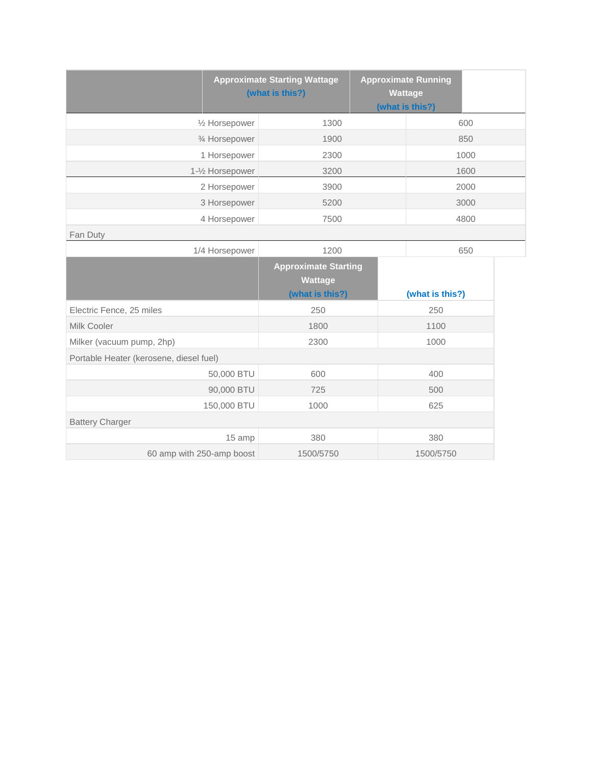| | Approximate Starting Wattage (what is this?) | Approximate Running Wattage (what is this?) |
|---|---|---|
| ½ Horsepower | 1300 | 600 |
| ¾ Horsepower | 1900 | 850 |
| 1 Horsepower | 2300 | 1000 |
| 1-½ Horsepower | 3200 | 1600 |
| 2 Horsepower | 3900 | 2000 |
| 3 Horsepower | 5200 | 3000 |
| 4 Horsepower | 7500 | 4800 |
| Fan Duty | | |
| 1/4 Horsepower | 1200 | 650 |

| | Approximate Starting Wattage (what is this?) | (what is this?) |
|---|---|---|
| Electric Fence, 25 miles | 250 | 250 |
| Milk Cooler | 1800 | 1100 |
| Milker (vacuum pump, 2hp) | 2300 | 1000 |
| Portable Heater (kerosene, diesel fuel) | | |
| 50,000 BTU | 600 | 400 |
| 90,000 BTU | 725 | 500 |
| 150,000 BTU | 1000 | 625 |
| Battery Charger | | |
| 15 amp | 380 | 380 |
| 60 amp with 250-amp boost | 1500/5750 | 1500/5750 |